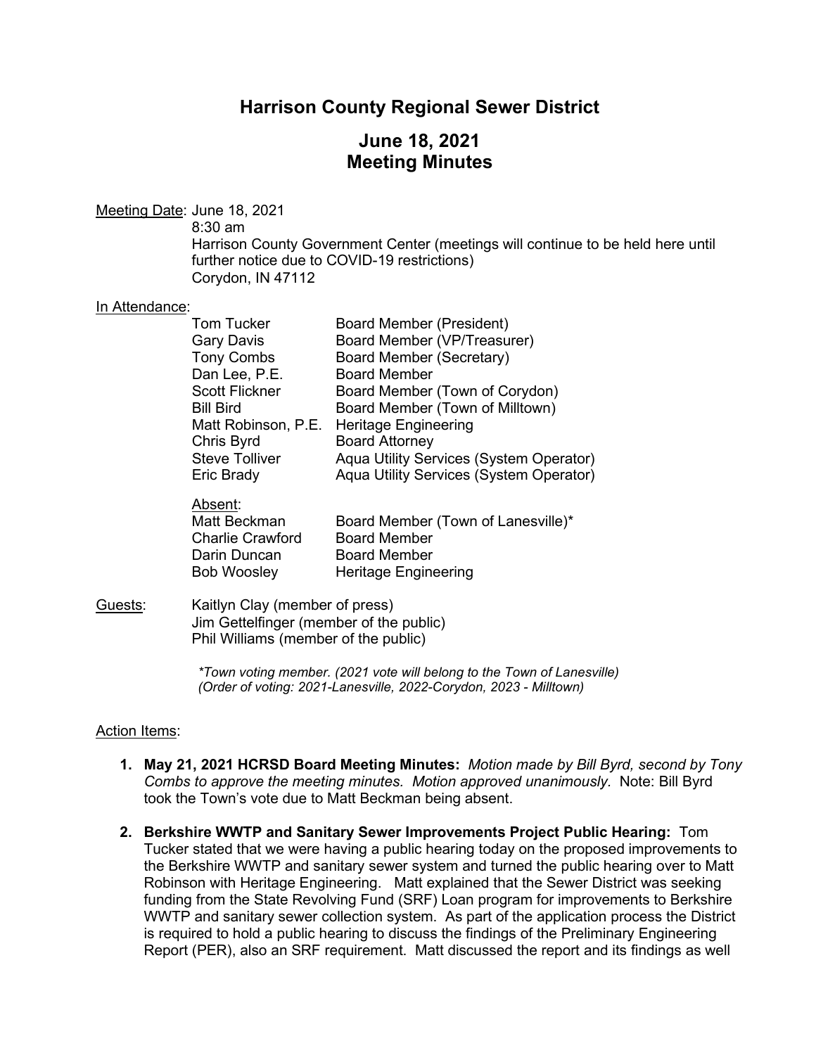# Harrison County Regional Sewer District

## June 18, 2021
## Meeting Minutes

Meeting Date: June 18, 2021
8:30 am
Harrison County Government Center (meetings will continue to be held here until further notice due to COVID-19 restrictions)
Corydon, IN 47112

In Attendance:

| | |
|---|---|
| Tom Tucker | Board Member (President) |
| Gary Davis | Board Member (VP/Treasurer) |
| Tony Combs | Board Member (Secretary) |
| Dan Lee, P.E. | Board Member |
| Scott Flickner | Board Member (Town of Corydon) |
| Bill Bird | Board Member (Town of Milltown) |
| Matt Robinson, P.E. | Heritage Engineering |
| Chris Byrd | Board Attorney |
| Steve Tolliver | Aqua Utility Services (System Operator) |
| Eric Brady | Aqua Utility Services (System Operator) |

Absent:

| | |
|---|---|
| Matt Beckman | Board Member (Town of Lanesville)* |
| Charlie Crawford | Board Member |
| Darin Duncan | Board Member |
| Bob Woosley | Heritage Engineering |

Guests:
Kaitlyn Clay (member of press)
Jim Gettelfinger (member of the public)
Phil Williams (member of the public)

*\*Town voting member. (2021 vote will belong to the Town of Lanesville)*
*(Order of voting: 2021-Lanesville, 2022-Corydon, 2023 - Milltown)*

Action Items:

1. **May 21, 2021 HCRSD Board Meeting Minutes:** *Motion made by Bill Byrd, second by Tony Combs to approve the meeting minutes. Motion approved unanimously.* Note: Bill Byrd took the Town's vote due to Matt Beckman being absent.

2. **Berkshire WWTP and Sanitary Sewer Improvements Project Public Hearing:** Tom Tucker stated that we were having a public hearing today on the proposed improvements to the Berkshire WWTP and sanitary sewer system and turned the public hearing over to Matt Robinson with Heritage Engineering. Matt explained that the Sewer District was seeking funding from the State Revolving Fund (SRF) Loan program for improvements to Berkshire WWTP and sanitary sewer collection system. As part of the application process the District is required to hold a public hearing to discuss the findings of the Preliminary Engineering Report (PER), also an SRF requirement. Matt discussed the report and its findings as well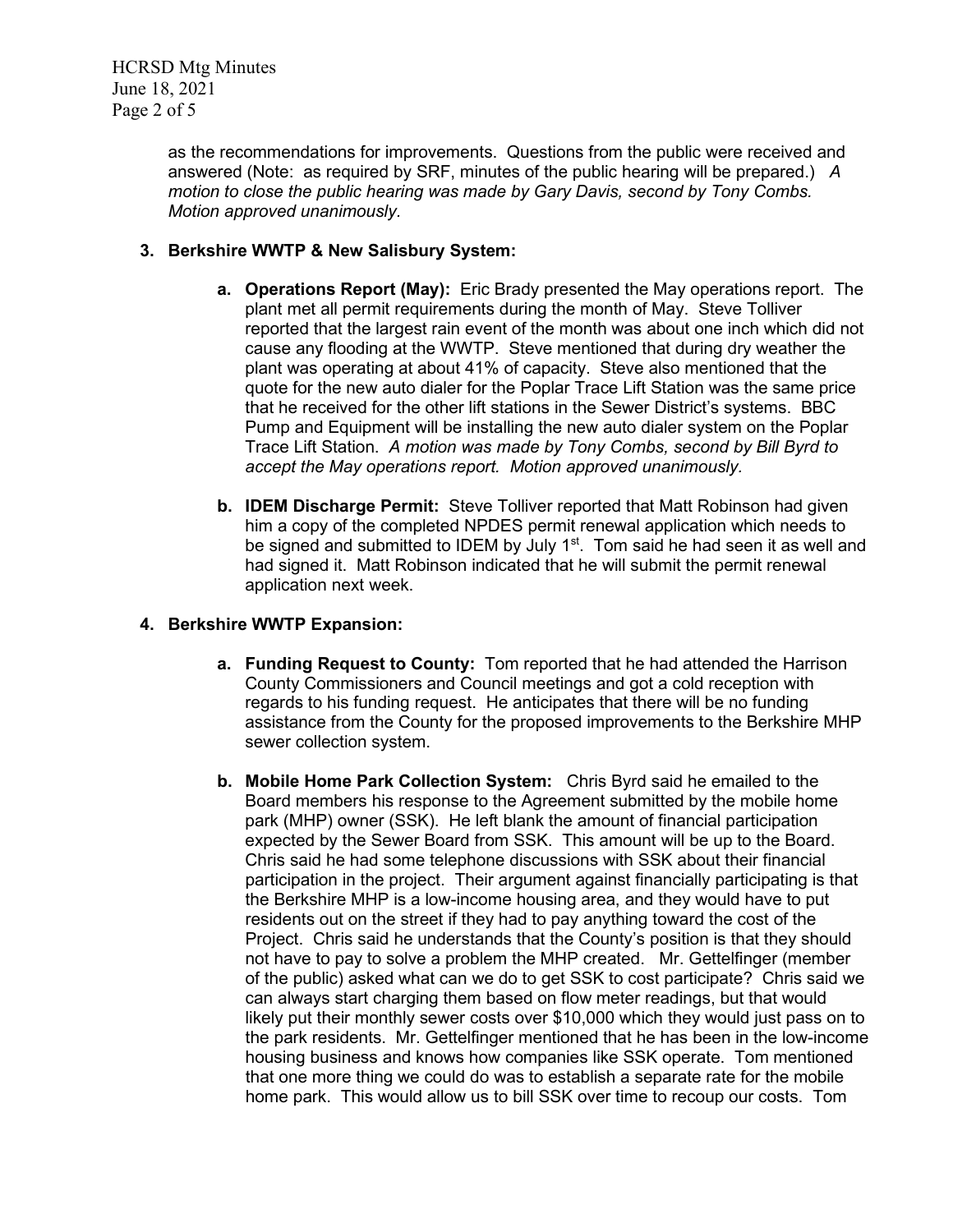as the recommendations for improvements. Questions from the public were received and answered (Note: as required by SRF, minutes of the public hearing will be prepared.) *A motion to close the public hearing was made by Gary Davis, second by Tony Combs. Motion approved unanimously.*

**3. Berkshire WWTP & New Salisbury System:**

- **a. Operations Report (May):** Eric Brady presented the May operations report. The plant met all permit requirements during the month of May. Steve Tolliver reported that the largest rain event of the month was about one inch which did not cause any flooding at the WWTP. Steve mentioned that during dry weather the plant was operating at about 41% of capacity. Steve also mentioned that the quote for the new auto dialer for the Poplar Trace Lift Station was the same price that he received for the other lift stations in the Sewer District's systems. BBC Pump and Equipment will be installing the new auto dialer system on the Poplar Trace Lift Station. *A motion was made by Tony Combs, second by Bill Byrd to accept the May operations report. Motion approved unanimously.*

- **b. IDEM Discharge Permit:** Steve Tolliver reported that Matt Robinson had given him a copy of the completed NPDES permit renewal application which needs to be signed and submitted to IDEM by July 1st. Tom said he had seen it as well and had signed it. Matt Robinson indicated that he will submit the permit renewal application next week.

**4. Berkshire WWTP Expansion:**

- **a. Funding Request to County:** Tom reported that he had attended the Harrison County Commissioners and Council meetings and got a cold reception with regards to his funding request. He anticipates that there will be no funding assistance from the County for the proposed improvements to the Berkshire MHP sewer collection system.

- **b. Mobile Home Park Collection System:** Chris Byrd said he emailed to the Board members his response to the Agreement submitted by the mobile home park (MHP) owner (SSK). He left blank the amount of financial participation expected by the Sewer Board from SSK. This amount will be up to the Board. Chris said he had some telephone discussions with SSK about their financial participation in the project. Their argument against financially participating is that the Berkshire MHP is a low-income housing area, and they would have to put residents out on the street if they had to pay anything toward the cost of the Project. Chris said he understands that the County's position is that they should not have to pay to solve a problem the MHP created. Mr. Gettelfinger (member of the public) asked what can we do to get SSK to cost participate? Chris said we can always start charging them based on flow meter readings, but that would likely put their monthly sewer costs over $10,000 which they would just pass on to the park residents. Mr. Gettelfinger mentioned that he has been in the low-income housing business and knows how companies like SSK operate. Tom mentioned that one more thing we could do was to establish a separate rate for the mobile home park. This would allow us to bill SSK over time to recoup our costs. Tom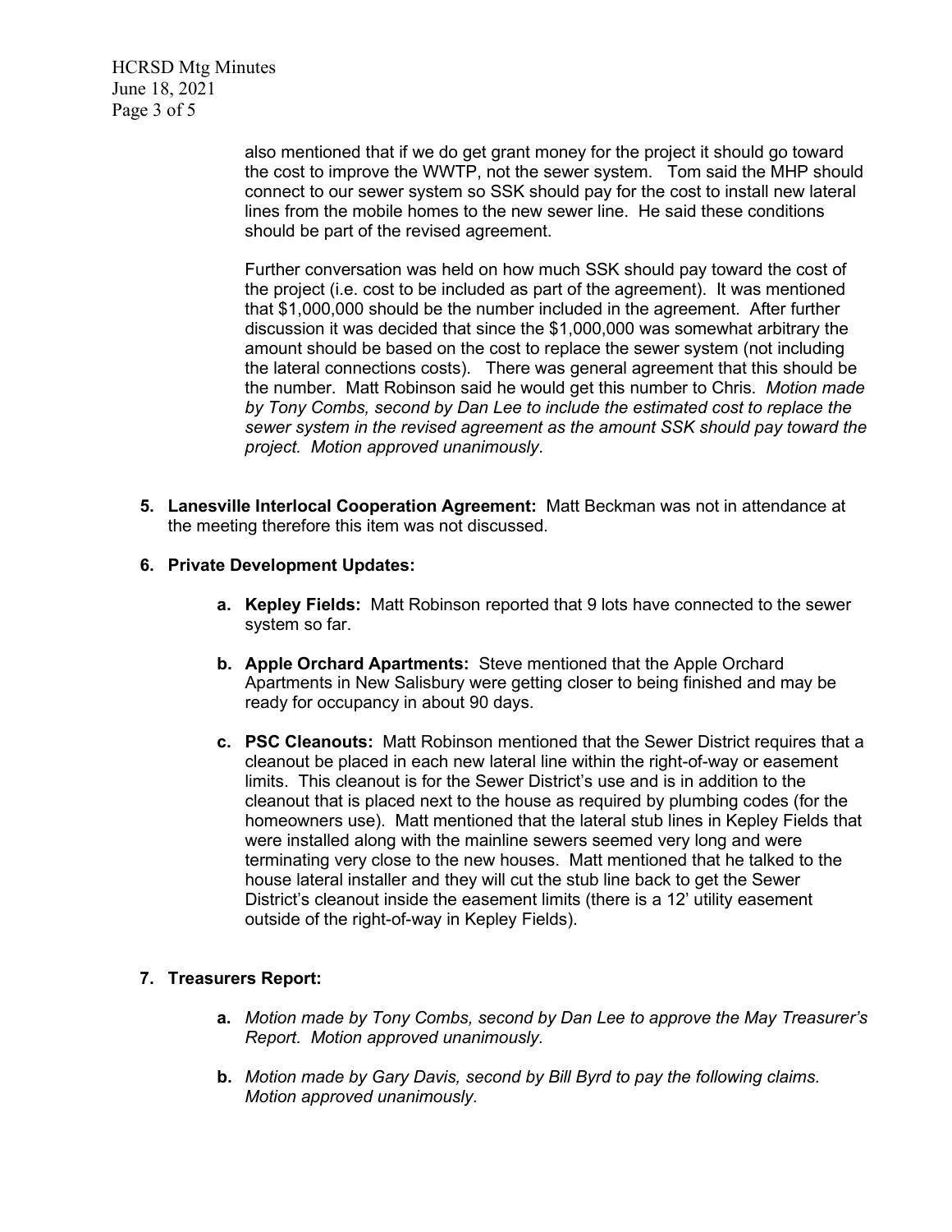also mentioned that if we do get grant money for the project it should go toward the cost to improve the WWTP, not the sewer system. Tom said the MHP should connect to our sewer system so SSK should pay for the cost to install new lateral lines from the mobile homes to the new sewer line. He said these conditions should be part of the revised agreement.

Further conversation was held on how much SSK should pay toward the cost of the project (i.e. cost to be included as part of the agreement). It was mentioned that $1,000,000 should be the number included in the agreement. After further discussion it was decided that since the $1,000,000 was somewhat arbitrary the amount should be based on the cost to replace the sewer system (not including the lateral connections costs). There was general agreement that this should be the number. Matt Robinson said he would get this number to Chris. *Motion made by Tony Combs, second by Dan Lee to include the estimated cost to replace the sewer system in the revised agreement as the amount SSK should pay toward the project. Motion approved unanimously*.

5. **Lanesville Interlocal Cooperation Agreement:** Matt Beckman was not in attendance at the meeting therefore this item was not discussed.

6. **Private Development Updates:**

   a. **Kepley Fields:** Matt Robinson reported that 9 lots have connected to the sewer system so far.

   b. **Apple Orchard Apartments:** Steve mentioned that the Apple Orchard Apartments in New Salisbury were getting closer to being finished and may be ready for occupancy in about 90 days.

   c. **PSC Cleanouts:** Matt Robinson mentioned that the Sewer District requires that a cleanout be placed in each new lateral line within the right-of-way or easement limits. This cleanout is for the Sewer District's use and is in addition to the cleanout that is placed next to the house as required by plumbing codes (for the homeowners use). Matt mentioned that the lateral stub lines in Kepley Fields that were installed along with the mainline sewers seemed very long and were terminating very close to the new houses. Matt mentioned that he talked to the house lateral installer and they will cut the stub line back to get the Sewer District's cleanout inside the easement limits (there is a 12' utility easement outside of the right-of-way in Kepley Fields).

7. **Treasurers Report:**

   a. *Motion made by Tony Combs, second by Dan Lee to approve the May Treasurer's Report. Motion approved unanimously.*

   b. *Motion made by Gary Davis, second by Bill Byrd to pay the following claims. Motion approved unanimously.*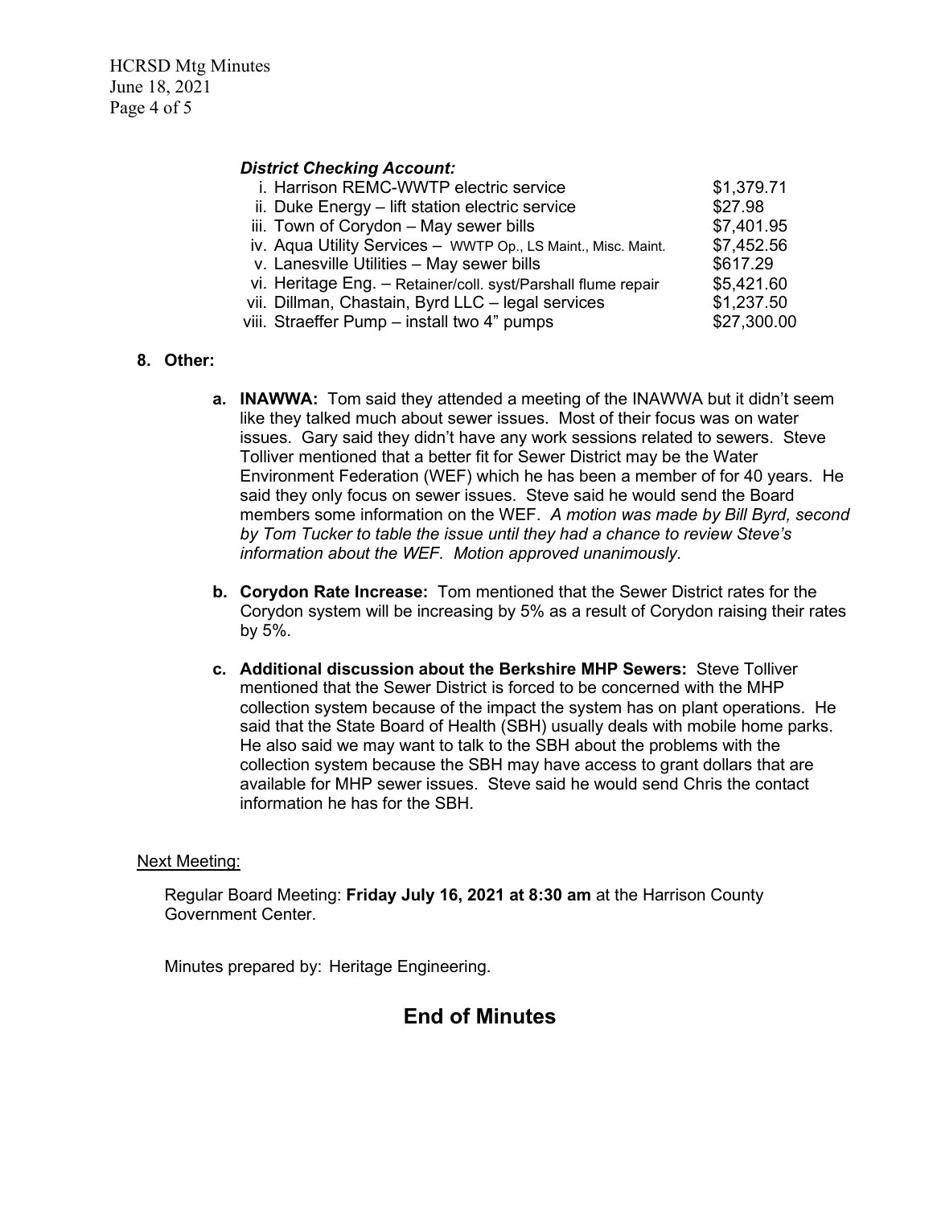***District Checking Account:***

| | |
|---|---|
| i. Harrison REMC-WWTP electric service | \$1,379.71 |
| ii. Duke Energy – lift station electric service | \$27.98 |
| iii. Town of Corydon – May sewer bills | \$7,401.95 |
| iv. Aqua Utility Services – WWTP Op., LS Maint., Misc. Maint. | \$7,452.56 |
| v. Lanesville Utilities – May sewer bills | \$617.29 |
| vi. Heritage Eng. – Retainer/coll. syst/Parshall flume repair | \$5,421.60 |
| vii. Dillman, Chastain, Byrd LLC – legal services | \$1,237.50 |
| viii. Straeffer Pump – install two 4" pumps | \$27,300.00 |

**8. Other:**

**a. INAWWA:** Tom said they attended a meeting of the INAWWA but it didn't seem like they talked much about sewer issues. Most of their focus was on water issues. Gary said they didn't have any work sessions related to sewers. Steve Tolliver mentioned that a better fit for Sewer District may be the Water Environment Federation (WEF) which he has been a member of for 40 years. He said they only focus on sewer issues. Steve said he would send the Board members some information on the WEF. *A motion was made by Bill Byrd, second by Tom Tucker to table the issue until they had a chance to review Steve's information about the WEF. Motion approved unanimously.*

**b. Corydon Rate Increase:** Tom mentioned that the Sewer District rates for the Corydon system will be increasing by 5% as a result of Corydon raising their rates by 5%.

**c. Additional discussion about the Berkshire MHP Sewers:** Steve Tolliver mentioned that the Sewer District is forced to be concerned with the MHP collection system because of the impact the system has on plant operations. He said that the State Board of Health (SBH) usually deals with mobile home parks. He also said we may want to talk to the SBH about the problems with the collection system because the SBH may have access to grant dollars that are available for MHP sewer issues. Steve said he would send Chris the contact information he has for the SBH.

Next Meeting:

Regular Board Meeting: **Friday July 16, 2021 at 8:30 am** at the Harrison County Government Center.

Minutes prepared by: Heritage Engineering.

## End of Minutes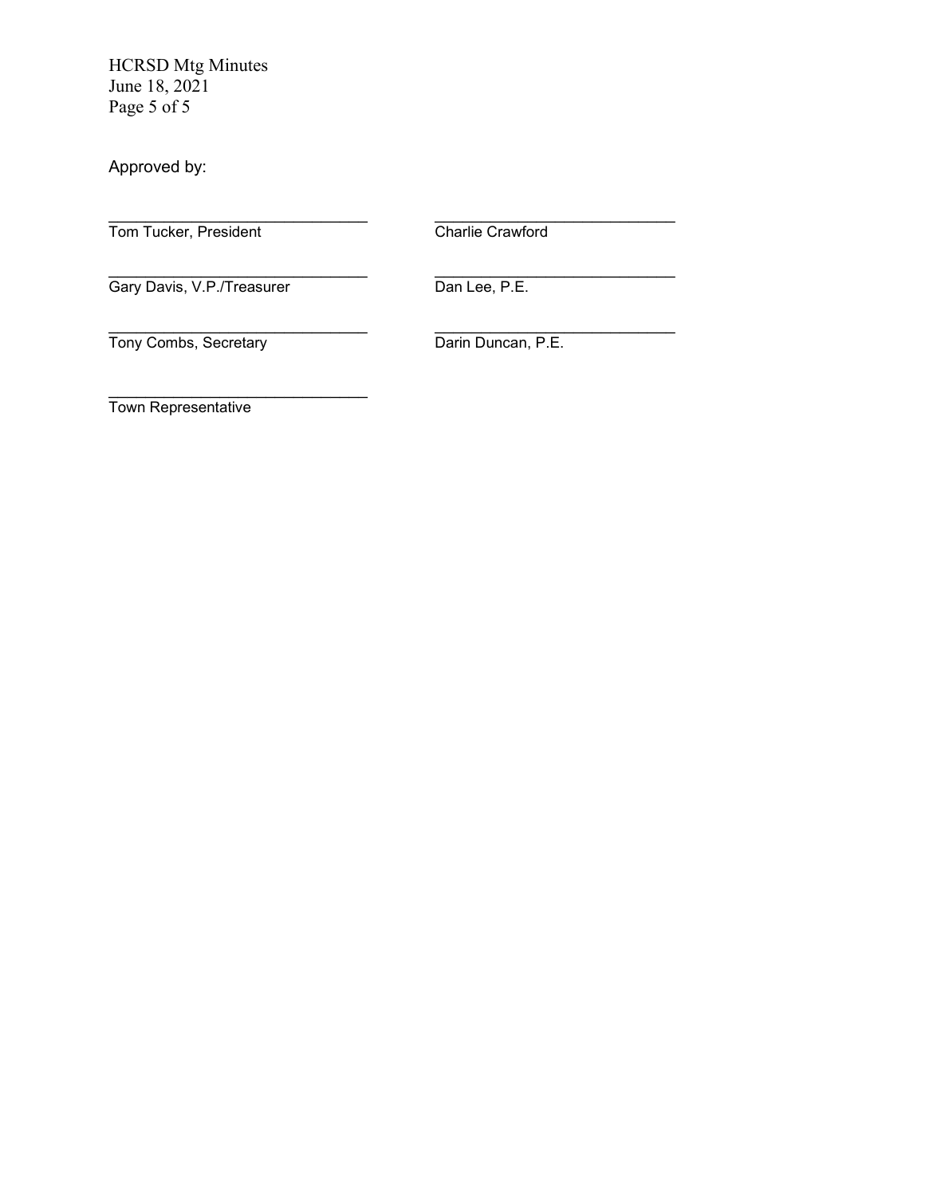Approved by:

| | |
|---|---|
| \_\_\_\_\_\_\_\_\_\_\_\_\_\_\_\_\_\_\_\_\_\_\_\_\_\_\_\_ | \_\_\_\_\_\_\_\_\_\_\_\_\_\_\_\_\_\_\_\_\_\_\_\_\_\_\_\_ |
| Tom Tucker, President | Charlie Crawford |
| \_\_\_\_\_\_\_\_\_\_\_\_\_\_\_\_\_\_\_\_\_\_\_\_\_\_\_\_ | \_\_\_\_\_\_\_\_\_\_\_\_\_\_\_\_\_\_\_\_\_\_\_\_\_\_\_\_ |
| Gary Davis, V.P./Treasurer | Dan Lee, P.E. |
| \_\_\_\_\_\_\_\_\_\_\_\_\_\_\_\_\_\_\_\_\_\_\_\_\_\_\_\_ | \_\_\_\_\_\_\_\_\_\_\_\_\_\_\_\_\_\_\_\_\_\_\_\_\_\_\_\_ |
| Tony Combs, Secretary | Darin Duncan, P.E. |
| \_\_\_\_\_\_\_\_\_\_\_\_\_\_\_\_\_\_\_\_\_\_\_\_\_\_\_\_ | |
| Town Representative | |